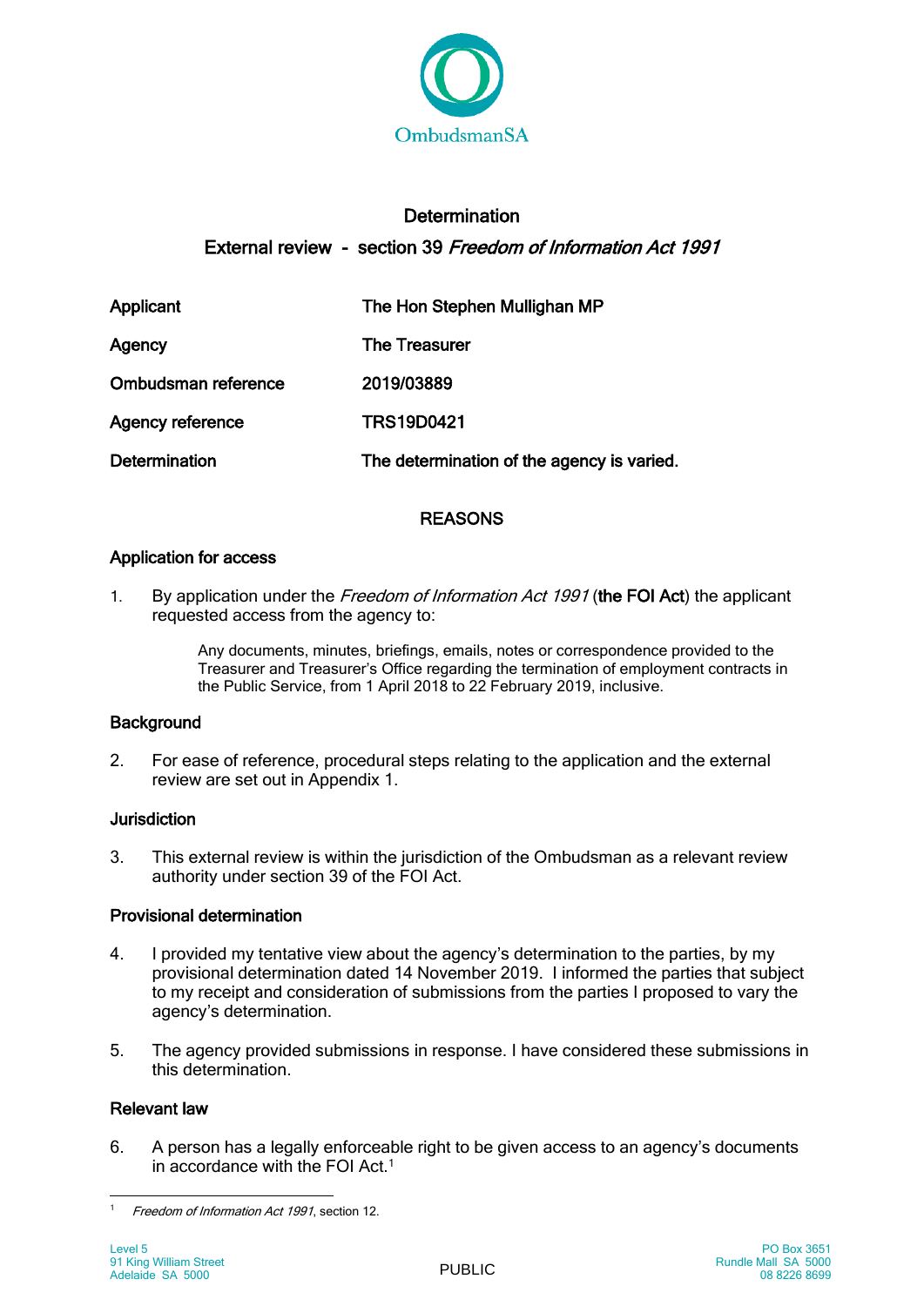OmbudsmanSA

# Determination

## External review - section 39 *Freedom of Information Act 1991*

| | |
|---|---|
| Applicant | The Hon Stephen Mullighan MP |
| Agency | The Treasurer |
| Ombudsman reference | 2019/03889 |
| Agency reference | TRS19D0421 |
| Determination | **The determination of the agency is varied.** |

## REASONS

### Application for access

1. By application under the *Freedom of Information Act 1991* (**the FOI Act**) the applicant requested access from the agency to:

   > Any documents, minutes, briefings, emails, notes or correspondence provided to the Treasurer and Treasurer's Office regarding the termination of employment contracts in the Public Service, from 1 April 2018 to 22 February 2019, inclusive.

### Background

2. For ease of reference, procedural steps relating to the application and the external review are set out in Appendix 1.

### Jurisdiction

3. This external review is within the jurisdiction of the Ombudsman as a relevant review authority under section 39 of the FOI Act.

### Provisional determination

4. I provided my tentative view about the agency's determination to the parties, by my provisional determination dated 14 November 2019. I informed the parties that subject to my receipt and consideration of submissions from the parties I proposed to vary the agency's determination.

5. The agency provided submissions in response. I have considered these submissions in this determination.

### Relevant law

6. A person has a legally enforceable right to be given access to an agency's documents in accordance with the FOI Act.[1]

---

[1] *Freedom of Information Act 1991*, section 12.

Level 5
91 King William Street
Adelaide SA 5000

PUBLIC

PO Box 3651
Rundle Mall SA 5000
08 8226 8699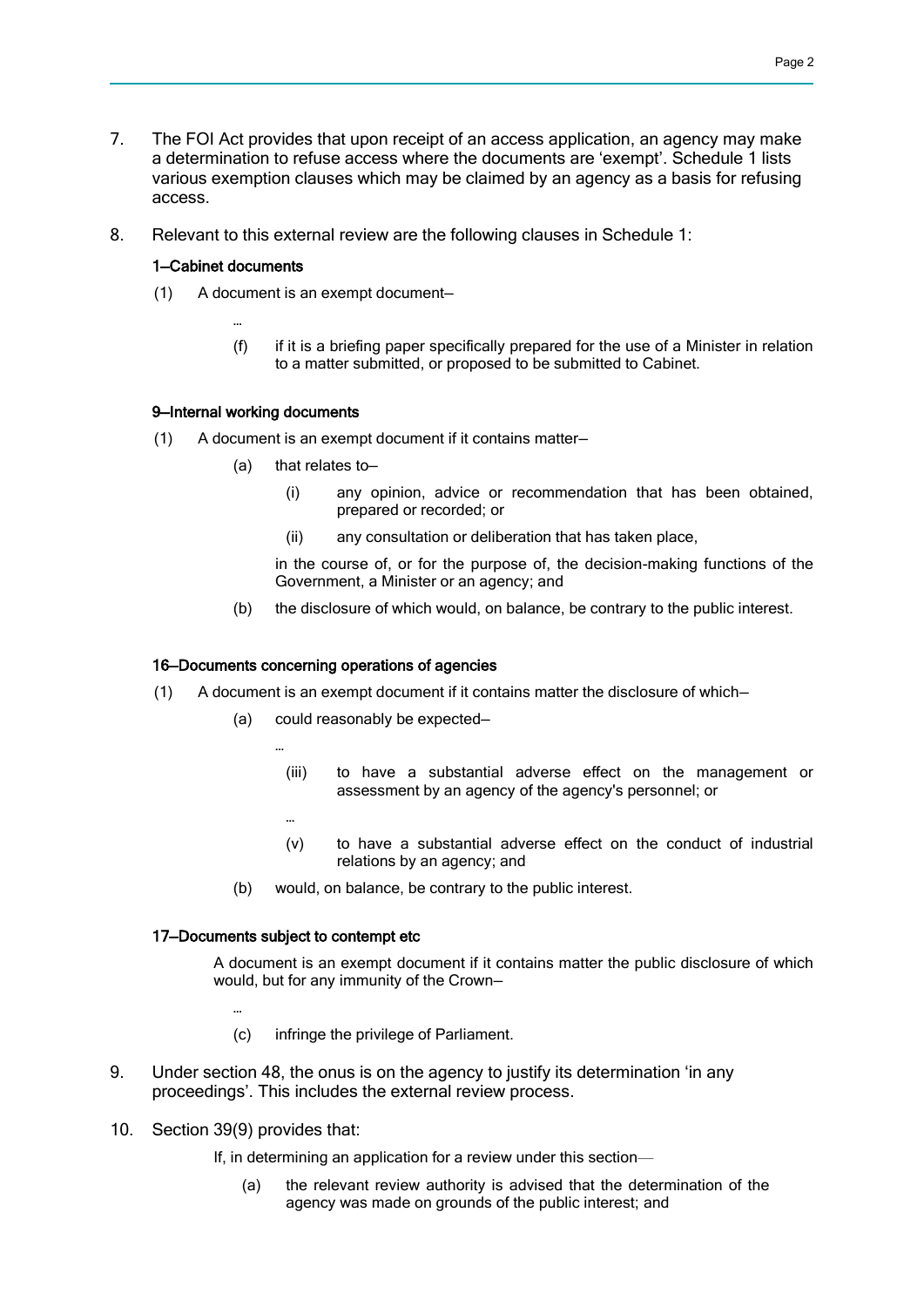7. The FOI Act provides that upon receipt of an access application, an agency may make a determination to refuse access where the documents are 'exempt'. Schedule 1 lists various exemption clauses which may be claimed by an agency as a basis for refusing access.

8. Relevant to this external review are the following clauses in Schedule 1:

**1—Cabinet documents**

(1) A document is an exempt document—

…

(f) if it is a briefing paper specifically prepared for the use of a Minister in relation to a matter submitted, or proposed to be submitted to Cabinet.

**9—Internal working documents**

(1) A document is an exempt document if it contains matter—

(a) that relates to—

(i) any opinion, advice or recommendation that has been obtained, prepared or recorded; or

(ii) any consultation or deliberation that has taken place,

in the course of, or for the purpose of, the decision-making functions of the Government, a Minister or an agency; and

(b) the disclosure of which would, on balance, be contrary to the public interest.

**16—Documents concerning operations of agencies**

(1) A document is an exempt document if it contains matter the disclosure of which—

(a) could reasonably be expected—

…

(iii) to have a substantial adverse effect on the management or assessment by an agency of the agency's personnel; or

…

(v) to have a substantial adverse effect on the conduct of industrial relations by an agency; and

(b) would, on balance, be contrary to the public interest.

**17—Documents subject to contempt etc**

A document is an exempt document if it contains matter the public disclosure of which would, but for any immunity of the Crown—

…

(c) infringe the privilege of Parliament.

9. Under section 48, the onus is on the agency to justify its determination 'in any proceedings'. This includes the external review process.

10. Section 39(9) provides that:

If, in determining an application for a review under this section—

(a) the relevant review authority is advised that the determination of the agency was made on grounds of the public interest; and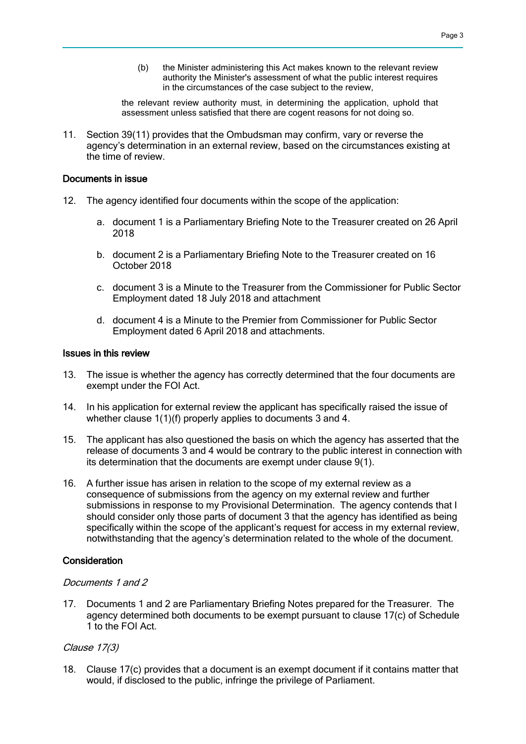> (b) the Minister administering this Act makes known to the relevant review authority the Minister's assessment of what the public interest requires in the circumstances of the case subject to the review,
>
> the relevant review authority must, in determining the application, uphold that assessment unless satisfied that there are cogent reasons for not doing so.

11. Section 39(11) provides that the Ombudsman may confirm, vary or reverse the agency's determination in an external review, based on the circumstances existing at the time of review.

### Documents in issue

12. The agency identified four documents within the scope of the application:

    a. document 1 is a Parliamentary Briefing Note to the Treasurer created on 26 April 2018

    b. document 2 is a Parliamentary Briefing Note to the Treasurer created on 16 October 2018

    c. document 3 is a Minute to the Treasurer from the Commissioner for Public Sector Employment dated 18 July 2018 and attachment

    d. document 4 is a Minute to the Premier from Commissioner for Public Sector Employment dated 6 April 2018 and attachments.

### Issues in this review

13. The issue is whether the agency has correctly determined that the four documents are exempt under the FOI Act.

14. In his application for external review the applicant has specifically raised the issue of whether clause 1(1)(f) properly applies to documents 3 and 4.

15. The applicant has also questioned the basis on which the agency has asserted that the release of documents 3 and 4 would be contrary to the public interest in connection with its determination that the documents are exempt under clause 9(1).

16. A further issue has arisen in relation to the scope of my external review as a consequence of submissions from the agency on my external review and further submissions in response to my Provisional Determination. The agency contends that I should consider only those parts of document 3 that the agency has identified as being specifically within the scope of the applicant's request for access in my external review, notwithstanding that the agency's determination related to the whole of the document.

### Consideration

#### *Documents 1 and 2*

17. Documents 1 and 2 are Parliamentary Briefing Notes prepared for the Treasurer. The agency determined both documents to be exempt pursuant to clause 17(c) of Schedule 1 to the FOI Act.

#### *Clause 17(3)*

18. Clause 17(c) provides that a document is an exempt document if it contains matter that would, if disclosed to the public, infringe the privilege of Parliament.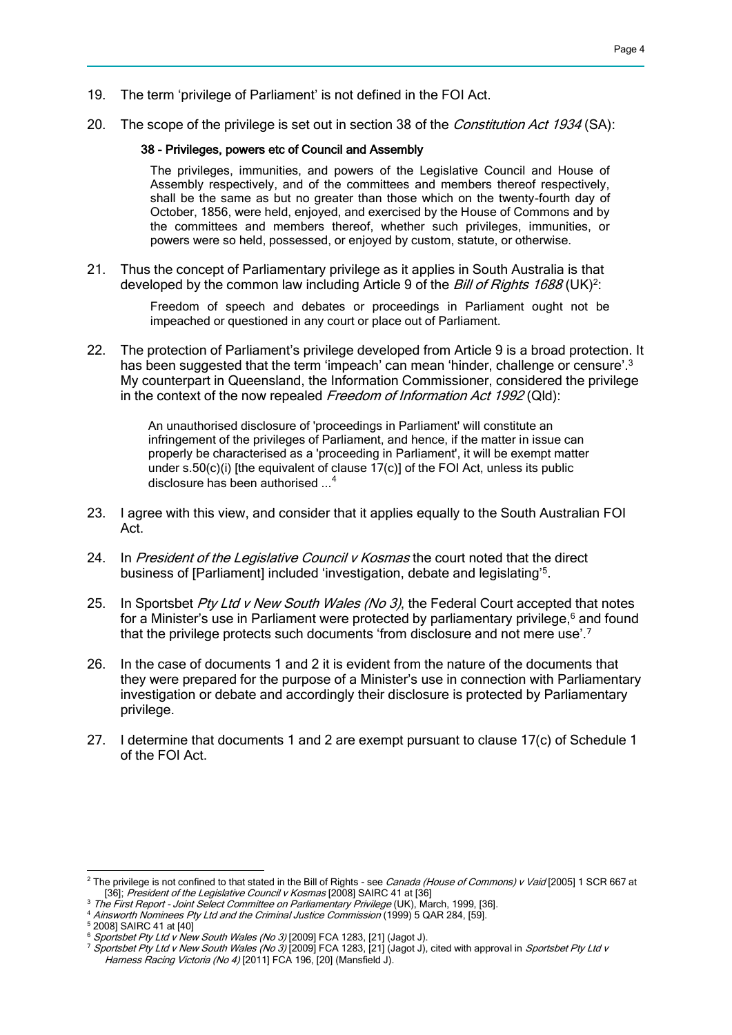19. The term 'privilege of Parliament' is not defined in the FOI Act.

20. The scope of the privilege is set out in section 38 of the *Constitution Act 1934* (SA):

    **38 - Privileges, powers etc of Council and Assembly**

    > The privileges, immunities, and powers of the Legislative Council and House of Assembly respectively, and of the committees and members thereof respectively, shall be the same as but no greater than those which on the twenty-fourth day of October, 1856, were held, enjoyed, and exercised by the House of Commons and by the committees and members thereof, whether such privileges, immunities, or powers were so held, possessed, or enjoyed by custom, statute, or otherwise.

21. Thus the concept of Parliamentary privilege as it applies in South Australia is that developed by the common law including Article 9 of the *Bill of Rights 1688* (UK)[2]:

    > Freedom of speech and debates or proceedings in Parliament ought not be impeached or questioned in any court or place out of Parliament.

22. The protection of Parliament's privilege developed from Article 9 is a broad protection. It has been suggested that the term 'impeach' can mean 'hinder, challenge or censure'.[3] My counterpart in Queensland, the Information Commissioner, considered the privilege in the context of the now repealed *Freedom of Information Act 1992* (Qld):

    > An unauthorised disclosure of 'proceedings in Parliament' will constitute an infringement of the privileges of Parliament, and hence, if the matter in issue can properly be characterised as a 'proceeding in Parliament', it will be exempt matter under s.50(c)(i) [the equivalent of clause 17(c)] of the FOI Act, unless its public disclosure has been authorised ...[4]

23. I agree with this view, and consider that it applies equally to the South Australian FOI Act.

24. In *President of the Legislative Council v Kosmas* the court noted that the direct business of [Parliament] included 'investigation, debate and legislating'[5].

25. In Sportsbet *Pty Ltd v New South Wales (No 3)*, the Federal Court accepted that notes for a Minister's use in Parliament were protected by parliamentary privilege,[6] and found that the privilege protects such documents 'from disclosure and not mere use'.[7]

26. In the case of documents 1 and 2 it is evident from the nature of the documents that they were prepared for the purpose of a Minister's use in connection with Parliamentary investigation or debate and accordingly their disclosure is protected by Parliamentary privilege.

27. I determine that documents 1 and 2 are exempt pursuant to clause 17(c) of Schedule 1 of the FOI Act.

---

[2] The privilege is not confined to that stated in the Bill of Rights - see *Canada (House of Commons) v Vaid* [2005] 1 SCR 667 at [36]; *President of the Legislative Council v Kosmas* [2008] SAIRC 41 at [36]

[3] *The First Report - Joint Select Committee on Parliamentary Privilege* (UK), March, 1999, [36].

[4] *Ainsworth Nominees Pty Ltd and the Criminal Justice Commission* (1999) 5 QAR 284, [59].

[5] 2008] SAIRC 41 at [40]

[6] *Sportsbet Pty Ltd v New South Wales (No 3)* [2009] FCA 1283, [21] (Jagot J).

[7] *Sportsbet Pty Ltd v New South Wales (No 3)* [2009] FCA 1283, [21] (Jagot J), cited with approval in *Sportsbet Pty Ltd v Harness Racing Victoria (No 4)* [2011] FCA 196, [20] (Mansfield J).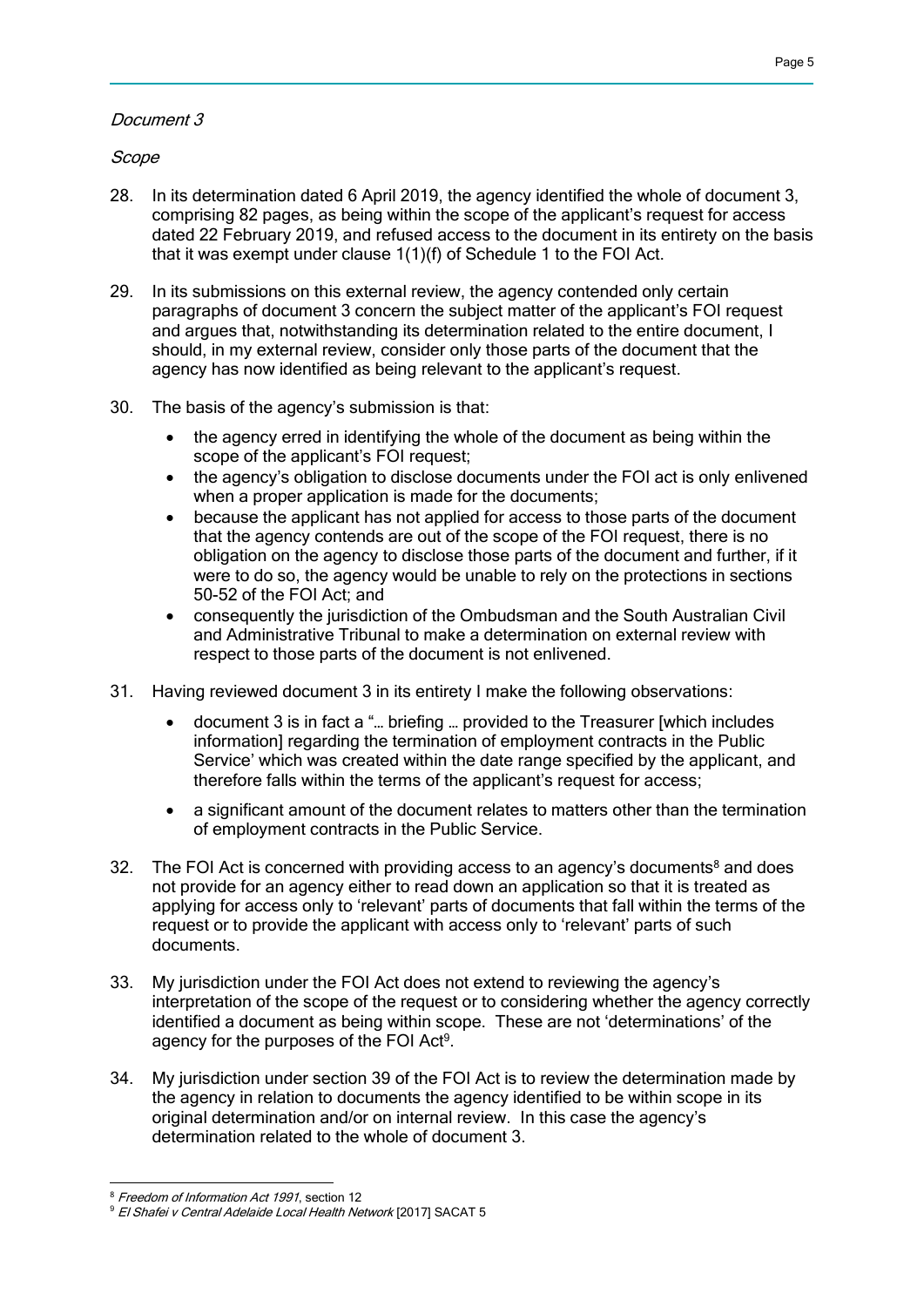*Document 3*

*Scope*

28. In its determination dated 6 April 2019, the agency identified the whole of document 3, comprising 82 pages, as being within the scope of the applicant's request for access dated 22 February 2019, and refused access to the document in its entirety on the basis that it was exempt under clause 1(1)(f) of Schedule 1 to the FOI Act.

29. In its submissions on this external review, the agency contended only certain paragraphs of document 3 concern the subject matter of the applicant's FOI request and argues that, notwithstanding its determination related to the entire document, I should, in my external review, consider only those parts of the document that the agency has now identified as being relevant to the applicant's request.

30. The basis of the agency's submission is that:

    - the agency erred in identifying the whole of the document as being within the scope of the applicant's FOI request;
    - the agency's obligation to disclose documents under the FOI act is only enlivened when a proper application is made for the documents;
    - because the applicant has not applied for access to those parts of the document that the agency contends are out of the scope of the FOI request, there is no obligation on the agency to disclose those parts of the document and further, if it were to do so, the agency would be unable to rely on the protections in sections 50-52 of the FOI Act; and
    - consequently the jurisdiction of the Ombudsman and the South Australian Civil and Administrative Tribunal to make a determination on external review with respect to those parts of the document is not enlivened.

31. Having reviewed document 3 in its entirety I make the following observations:

    - document 3 is in fact a "… briefing … provided to the Treasurer [which includes information] regarding the termination of employment contracts in the Public Service' which was created within the date range specified by the applicant, and therefore falls within the terms of the applicant's request for access;

    - a significant amount of the document relates to matters other than the termination of employment contracts in the Public Service.

32. The FOI Act is concerned with providing access to an agency's documents[8] and does not provide for an agency either to read down an application so that it is treated as applying for access only to 'relevant' parts of documents that fall within the terms of the request or to provide the applicant with access only to 'relevant' parts of such documents.

33. My jurisdiction under the FOI Act does not extend to reviewing the agency's interpretation of the scope of the request or to considering whether the agency correctly identified a document as being within scope. These are not 'determinations' of the agency for the purposes of the FOI Act[9].

34. My jurisdiction under section 39 of the FOI Act is to review the determination made by the agency in relation to documents the agency identified to be within scope in its original determination and/or on internal review. In this case the agency's determination related to the whole of document 3.

---

[8] *Freedom of Information Act 1991*, section 12

[9] *El Shafei v Central Adelaide Local Health Network* [2017] SACAT 5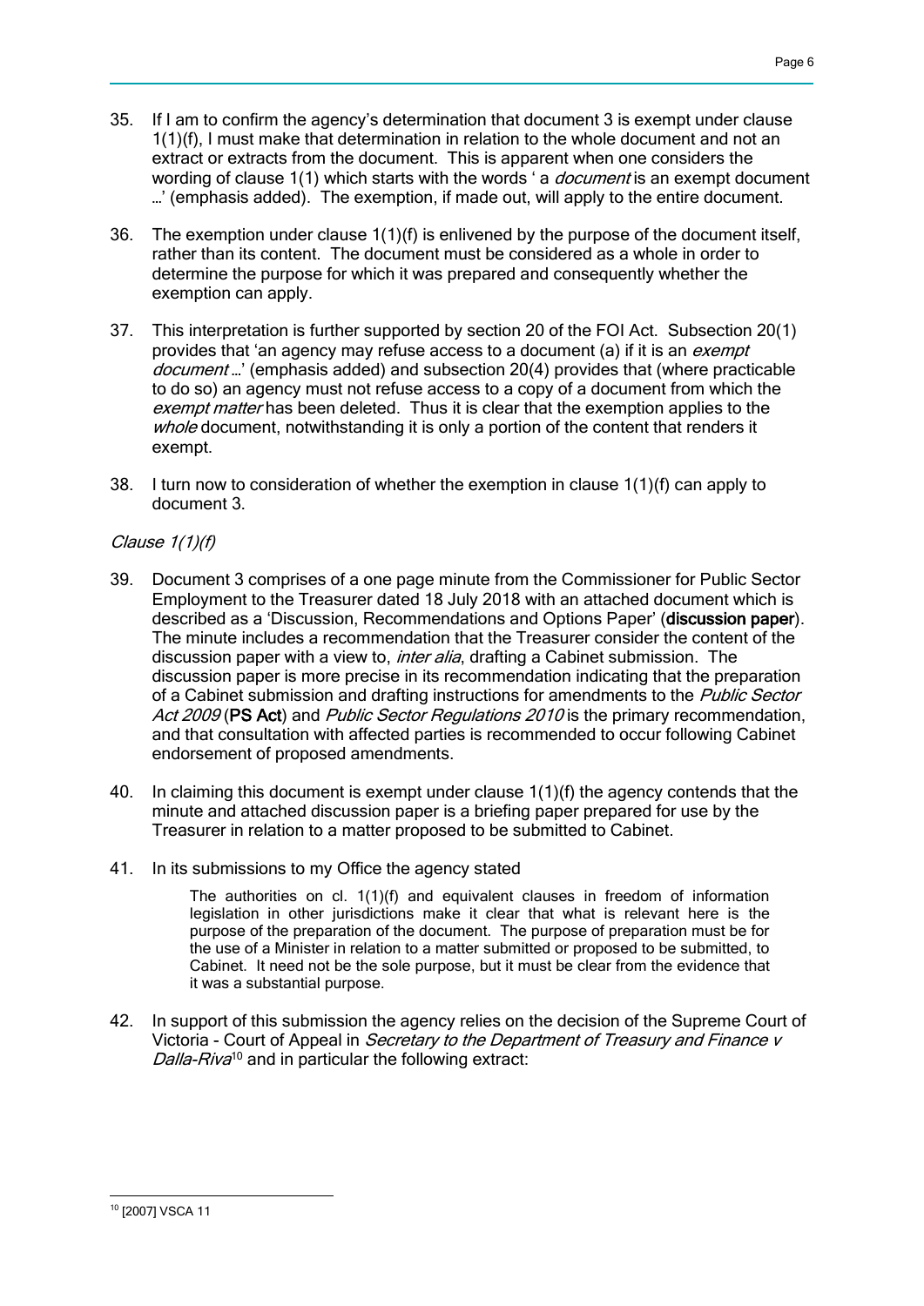35. If I am to confirm the agency's determination that document 3 is exempt under clause 1(1)(f), I must make that determination in relation to the whole document and not an extract or extracts from the document. This is apparent when one considers the wording of clause 1(1) which starts with the words ' a *document* is an exempt document …' (emphasis added). The exemption, if made out, will apply to the entire document.

36. The exemption under clause 1(1)(f) is enlivened by the purpose of the document itself, rather than its content. The document must be considered as a whole in order to determine the purpose for which it was prepared and consequently whether the exemption can apply.

37. This interpretation is further supported by section 20 of the FOI Act. Subsection 20(1) provides that 'an agency may refuse access to a document (a) if it is an *exempt document* …' (emphasis added) and subsection 20(4) provides that (where practicable to do so) an agency must not refuse access to a copy of a document from which the *exempt matter* has been deleted. Thus it is clear that the exemption applies to the *whole* document, notwithstanding it is only a portion of the content that renders it exempt.

38. I turn now to consideration of whether the exemption in clause 1(1)(f) can apply to document 3.

*Clause 1(1)(f)*

39. Document 3 comprises of a one page minute from the Commissioner for Public Sector Employment to the Treasurer dated 18 July 2018 with an attached document which is described as a 'Discussion, Recommendations and Options Paper' (**discussion paper**). The minute includes a recommendation that the Treasurer consider the content of the discussion paper with a view to, *inter alia*, drafting a Cabinet submission. The discussion paper is more precise in its recommendation indicating that the preparation of a Cabinet submission and drafting instructions for amendments to the *Public Sector Act 2009* (**PS Act**) and *Public Sector Regulations 2010* is the primary recommendation, and that consultation with affected parties is recommended to occur following Cabinet endorsement of proposed amendments.

40. In claiming this document is exempt under clause 1(1)(f) the agency contends that the minute and attached discussion paper is a briefing paper prepared for use by the Treasurer in relation to a matter proposed to be submitted to Cabinet.

41. In its submissions to my Office the agency stated

> The authorities on cl. 1(1)(f) and equivalent clauses in freedom of information legislation in other jurisdictions make it clear that what is relevant here is the purpose of the preparation of the document. The purpose of preparation must be for the use of a Minister in relation to a matter submitted or proposed to be submitted, to Cabinet. It need not be the sole purpose, but it must be clear from the evidence that it was a substantial purpose.

42. In support of this submission the agency relies on the decision of the Supreme Court of Victoria - Court of Appeal in *Secretary to the Department of Treasury and Finance v Dalla-Riva*[10] and in particular the following extract:

---

[10] [2007] VSCA 11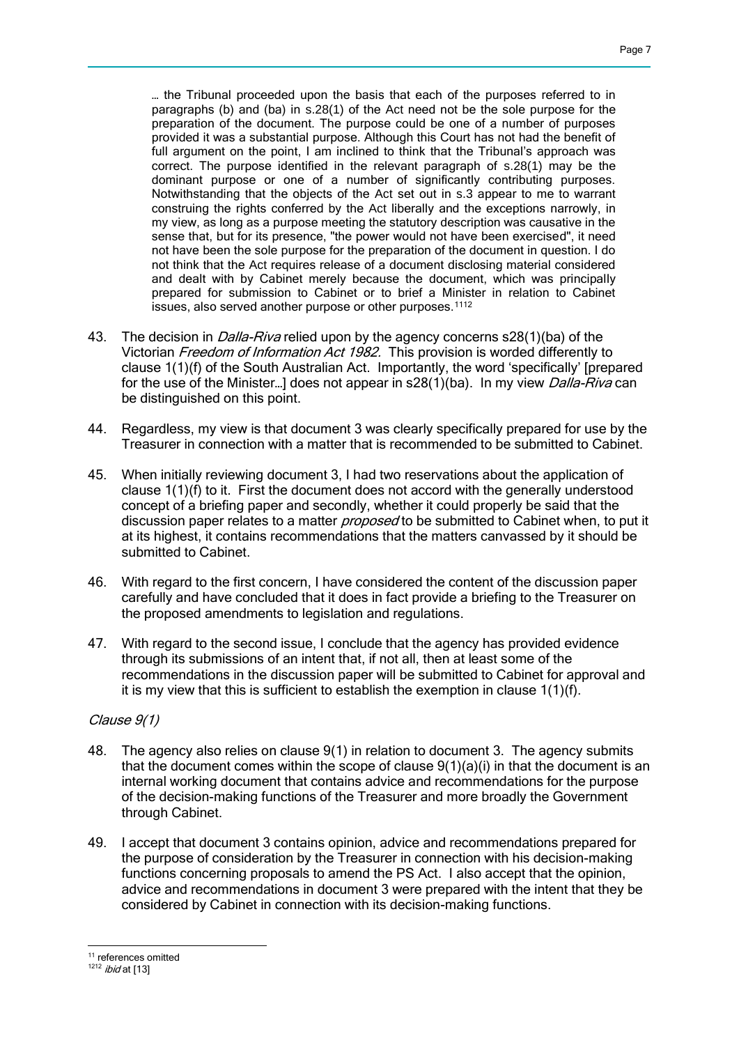> … the Tribunal proceeded upon the basis that each of the purposes referred to in paragraphs (b) and (ba) in s.28(1) of the Act need not be the sole purpose for the preparation of the document. The purpose could be one of a number of purposes provided it was a substantial purpose. Although this Court has not had the benefit of full argument on the point, I am inclined to think that the Tribunal's approach was correct. The purpose identified in the relevant paragraph of s.28(1) may be the dominant purpose or one of a number of significantly contributing purposes. Notwithstanding that the objects of the Act set out in s.3 appear to me to warrant construing the rights conferred by the Act liberally and the exceptions narrowly, in my view, as long as a purpose meeting the statutory description was causative in the sense that, but for its presence, "the power would not have been exercised", it need not have been the sole purpose for the preparation of the document in question. I do not think that the Act requires release of a document disclosing material considered and dealt with by Cabinet merely because the document, which was principally prepared for submission to Cabinet or to brief a Minister in relation to Cabinet issues, also served another purpose or other purposes.[11][12]

43. The decision in *Dalla-Riva* relied upon by the agency concerns s28(1)(ba) of the Victorian *Freedom of Information Act 1982*. This provision is worded differently to clause 1(1)(f) of the South Australian Act. Importantly, the word 'specifically' [prepared for the use of the Minister…] does not appear in s28(1)(ba). In my view *Dalla-Riva* can be distinguished on this point.

44. Regardless, my view is that document 3 was clearly specifically prepared for use by the Treasurer in connection with a matter that is recommended to be submitted to Cabinet.

45. When initially reviewing document 3, I had two reservations about the application of clause 1(1)(f) to it. First the document does not accord with the generally understood concept of a briefing paper and secondly, whether it could properly be said that the discussion paper relates to a matter *proposed* to be submitted to Cabinet when, to put it at its highest, it contains recommendations that the matters canvassed by it should be submitted to Cabinet.

46. With regard to the first concern, I have considered the content of the discussion paper carefully and have concluded that it does in fact provide a briefing to the Treasurer on the proposed amendments to legislation and regulations.

47. With regard to the second issue, I conclude that the agency has provided evidence through its submissions of an intent that, if not all, then at least some of the recommendations in the discussion paper will be submitted to Cabinet for approval and it is my view that this is sufficient to establish the exemption in clause 1(1)(f).

*Clause 9(1)*

48. The agency also relies on clause 9(1) in relation to document 3. The agency submits that the document comes within the scope of clause 9(1)(a)(i) in that the document is an internal working document that contains advice and recommendations for the purpose of the decision-making functions of the Treasurer and more broadly the Government through Cabinet.

49. I accept that document 3 contains opinion, advice and recommendations prepared for the purpose of consideration by the Treasurer in connection with his decision-making functions concerning proposals to amend the PS Act. I also accept that the opinion, advice and recommendations in document 3 were prepared with the intent that they be considered by Cabinet in connection with its decision-making functions.

---

[11] references omitted

[12] *ibid* at [13]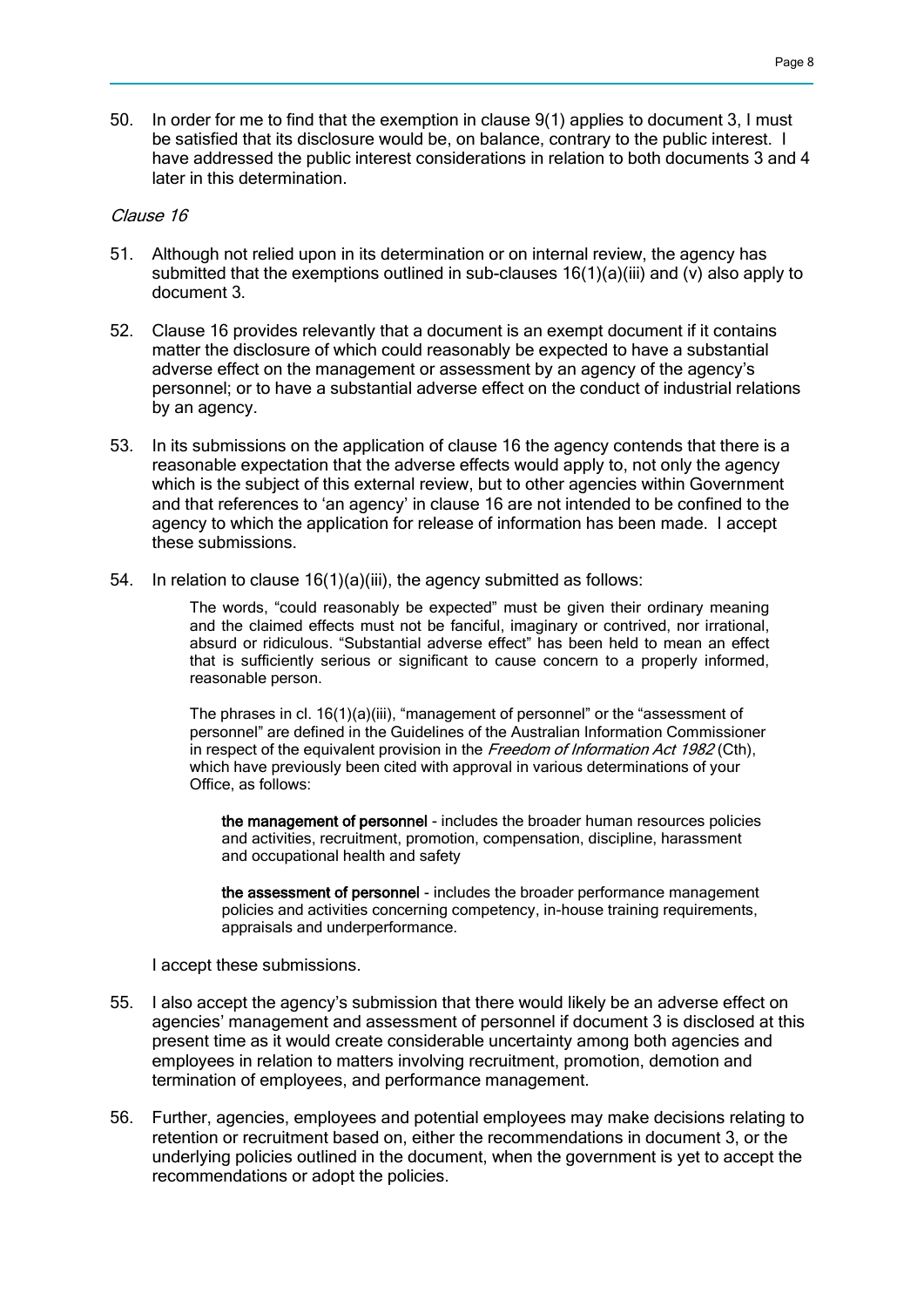50. In order for me to find that the exemption in clause 9(1) applies to document 3, I must be satisfied that its disclosure would be, on balance, contrary to the public interest. I have addressed the public interest considerations in relation to both documents 3 and 4 later in this determination.

*Clause 16*

51. Although not relied upon in its determination or on internal review, the agency has submitted that the exemptions outlined in sub-clauses 16(1)(a)(iii) and (v) also apply to document 3.

52. Clause 16 provides relevantly that a document is an exempt document if it contains matter the disclosure of which could reasonably be expected to have a substantial adverse effect on the management or assessment by an agency of the agency's personnel; or to have a substantial adverse effect on the conduct of industrial relations by an agency.

53. In its submissions on the application of clause 16 the agency contends that there is a reasonable expectation that the adverse effects would apply to, not only the agency which is the subject of this external review, but to other agencies within Government and that references to 'an agency' in clause 16 are not intended to be confined to the agency to which the application for release of information has been made. I accept these submissions.

54. In relation to clause 16(1)(a)(iii), the agency submitted as follows:

> The words, "could reasonably be expected" must be given their ordinary meaning and the claimed effects must not be fanciful, imaginary or contrived, nor irrational, absurd or ridiculous. "Substantial adverse effect" has been held to mean an effect that is sufficiently serious or significant to cause concern to a properly informed, reasonable person.
>
> The phrases in cl. 16(1)(a)(iii), "management of personnel" or the "assessment of personnel" are defined in the Guidelines of the Australian Information Commissioner in respect of the equivalent provision in the *Freedom of Information Act 1982* (Cth), which have previously been cited with approval in various determinations of your Office, as follows:
>
> > **the management of personnel** - includes the broader human resources policies and activities, recruitment, promotion, compensation, discipline, harassment and occupational health and safety
> >
> > **the assessment of personnel** - includes the broader performance management policies and activities concerning competency, in-house training requirements, appraisals and underperformance.

I accept these submissions.

55. I also accept the agency's submission that there would likely be an adverse effect on agencies' management and assessment of personnel if document 3 is disclosed at this present time as it would create considerable uncertainty among both agencies and employees in relation to matters involving recruitment, promotion, demotion and termination of employees, and performance management.

56. Further, agencies, employees and potential employees may make decisions relating to retention or recruitment based on, either the recommendations in document 3, or the underlying policies outlined in the document, when the government is yet to accept the recommendations or adopt the policies.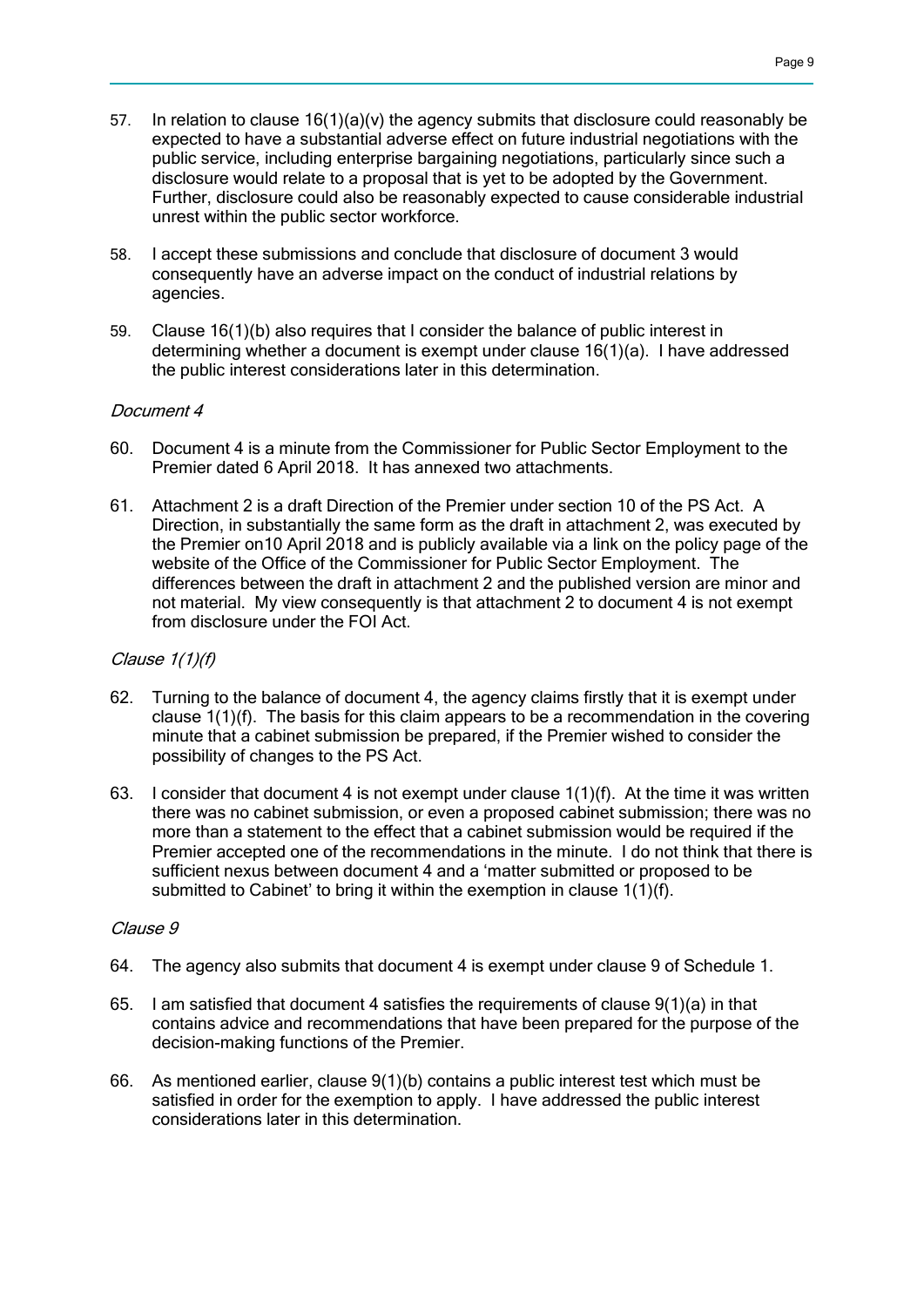57. In relation to clause 16(1)(a)(v) the agency submits that disclosure could reasonably be expected to have a substantial adverse effect on future industrial negotiations with the public service, including enterprise bargaining negotiations, particularly since such a disclosure would relate to a proposal that is yet to be adopted by the Government. Further, disclosure could also be reasonably expected to cause considerable industrial unrest within the public sector workforce.

58. I accept these submissions and conclude that disclosure of document 3 would consequently have an adverse impact on the conduct of industrial relations by agencies.

59. Clause 16(1)(b) also requires that I consider the balance of public interest in determining whether a document is exempt under clause 16(1)(a). I have addressed the public interest considerations later in this determination.

*Document 4*

60. Document 4 is a minute from the Commissioner for Public Sector Employment to the Premier dated 6 April 2018. It has annexed two attachments.

61. Attachment 2 is a draft Direction of the Premier under section 10 of the PS Act. A Direction, in substantially the same form as the draft in attachment 2, was executed by the Premier on10 April 2018 and is publicly available via a link on the policy page of the website of the Office of the Commissioner for Public Sector Employment. The differences between the draft in attachment 2 and the published version are minor and not material. My view consequently is that attachment 2 to document 4 is not exempt from disclosure under the FOI Act.

*Clause 1(1)(f)*

62. Turning to the balance of document 4, the agency claims firstly that it is exempt under clause 1(1)(f). The basis for this claim appears to be a recommendation in the covering minute that a cabinet submission be prepared, if the Premier wished to consider the possibility of changes to the PS Act.

63. I consider that document 4 is not exempt under clause 1(1)(f). At the time it was written there was no cabinet submission, or even a proposed cabinet submission; there was no more than a statement to the effect that a cabinet submission would be required if the Premier accepted one of the recommendations in the minute. I do not think that there is sufficient nexus between document 4 and a 'matter submitted or proposed to be submitted to Cabinet' to bring it within the exemption in clause 1(1)(f).

*Clause 9*

64. The agency also submits that document 4 is exempt under clause 9 of Schedule 1.

65. I am satisfied that document 4 satisfies the requirements of clause 9(1)(a) in that contains advice and recommendations that have been prepared for the purpose of the decision-making functions of the Premier.

66. As mentioned earlier, clause 9(1)(b) contains a public interest test which must be satisfied in order for the exemption to apply. I have addressed the public interest considerations later in this determination.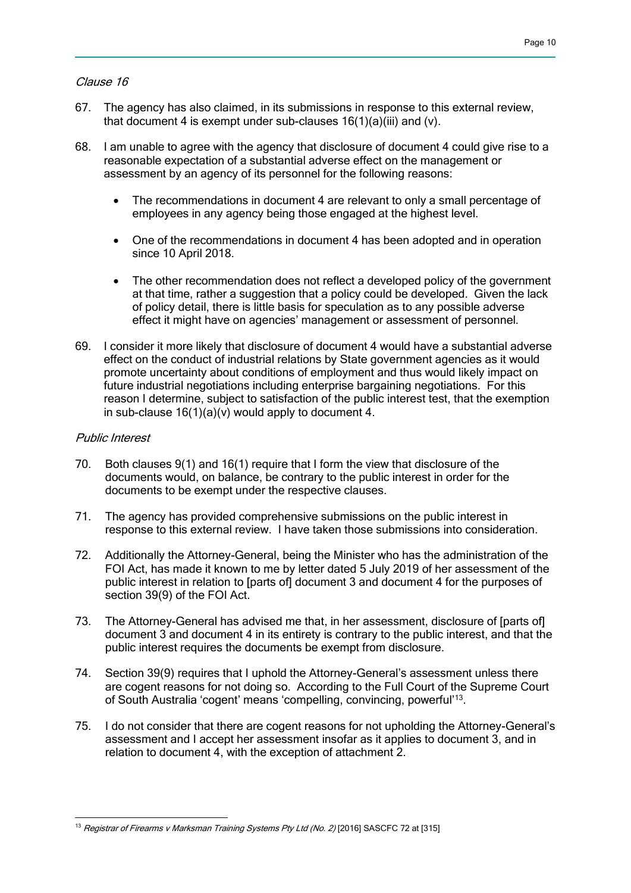*Clause 16*

67. The agency has also claimed, in its submissions in response to this external review, that document 4 is exempt under sub-clauses 16(1)(a)(iii) and (v).

68. I am unable to agree with the agency that disclosure of document 4 could give rise to a reasonable expectation of a substantial adverse effect on the management or assessment by an agency of its personnel for the following reasons:

    - The recommendations in document 4 are relevant to only a small percentage of employees in any agency being those engaged at the highest level.
    - One of the recommendations in document 4 has been adopted and in operation since 10 April 2018.
    - The other recommendation does not reflect a developed policy of the government at that time, rather a suggestion that a policy could be developed. Given the lack of policy detail, there is little basis for speculation as to any possible adverse effect it might have on agencies' management or assessment of personnel.

69. I consider it more likely that disclosure of document 4 would have a substantial adverse effect on the conduct of industrial relations by State government agencies as it would promote uncertainty about conditions of employment and thus would likely impact on future industrial negotiations including enterprise bargaining negotiations. For this reason I determine, subject to satisfaction of the public interest test, that the exemption in sub-clause 16(1)(a)(v) would apply to document 4.

*Public Interest*

70. Both clauses 9(1) and 16(1) require that I form the view that disclosure of the documents would, on balance, be contrary to the public interest in order for the documents to be exempt under the respective clauses.

71. The agency has provided comprehensive submissions on the public interest in response to this external review. I have taken those submissions into consideration.

72. Additionally the Attorney-General, being the Minister who has the administration of the FOI Act, has made it known to me by letter dated 5 July 2019 of her assessment of the public interest in relation to [parts of] document 3 and document 4 for the purposes of section 39(9) of the FOI Act.

73. The Attorney-General has advised me that, in her assessment, disclosure of [parts of] document 3 and document 4 in its entirety is contrary to the public interest, and that the public interest requires the documents be exempt from disclosure.

74. Section 39(9) requires that I uphold the Attorney-General's assessment unless there are cogent reasons for not doing so. According to the Full Court of the Supreme Court of South Australia 'cogent' means 'compelling, convincing, powerful'[13].

75. I do not consider that there are cogent reasons for not upholding the Attorney-General's assessment and I accept her assessment insofar as it applies to document 3, and in relation to document 4, with the exception of attachment 2.

---

[13] *Registrar of Firearms v Marksman Training Systems Pty Ltd (No. 2)* [2016] SASCFC 72 at [315]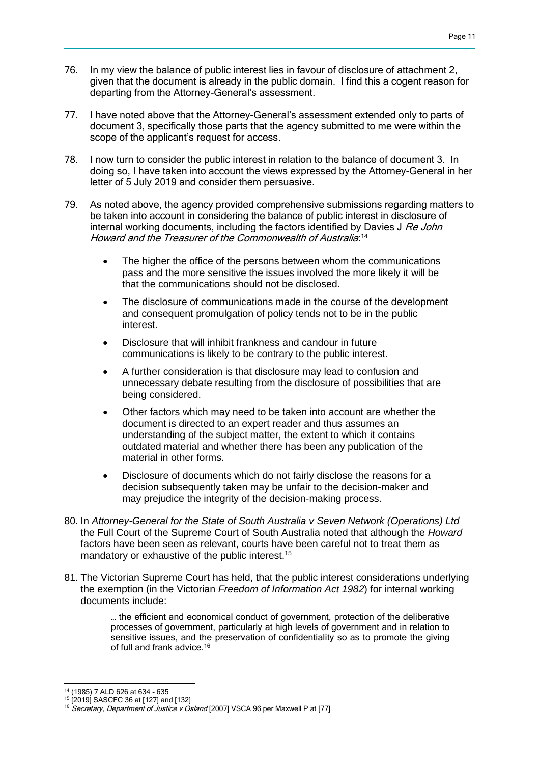76. In my view the balance of public interest lies in favour of disclosure of attachment 2, given that the document is already in the public domain. I find this a cogent reason for departing from the Attorney-General's assessment.

77. I have noted above that the Attorney-General's assessment extended only to parts of document 3, specifically those parts that the agency submitted to me were within the scope of the applicant's request for access.

78. I now turn to consider the public interest in relation to the balance of document 3. In doing so, I have taken into account the views expressed by the Attorney-General in her letter of 5 July 2019 and consider them persuasive.

79. As noted above, the agency provided comprehensive submissions regarding matters to be taken into account in considering the balance of public interest in disclosure of internal working documents, including the factors identified by Davies J *Re John Howard and the Treasurer of the Commonwealth of Australia*:[14]

    - The higher the office of the persons between whom the communications pass and the more sensitive the issues involved the more likely it will be that the communications should not be disclosed.
    - The disclosure of communications made in the course of the development and consequent promulgation of policy tends not to be in the public interest.
    - Disclosure that will inhibit frankness and candour in future communications is likely to be contrary to the public interest.
    - A further consideration is that disclosure may lead to confusion and unnecessary debate resulting from the disclosure of possibilities that are being considered.
    - Other factors which may need to be taken into account are whether the document is directed to an expert reader and thus assumes an understanding of the subject matter, the extent to which it contains outdated material and whether there has been any publication of the material in other forms.
    - Disclosure of documents which do not fairly disclose the reasons for a decision subsequently taken may be unfair to the decision-maker and may prejudice the integrity of the decision-making process.

80. In *Attorney-General for the State of South Australia v Seven Network (Operations) Ltd* the Full Court of the Supreme Court of South Australia noted that although the *Howard* factors have been seen as relevant, courts have been careful not to treat them as mandatory or exhaustive of the public interest.[15]

81. The Victorian Supreme Court has held, that the public interest considerations underlying the exemption (in the Victorian *Freedom of Information Act 1982*) for internal working documents include:

    > … the efficient and economical conduct of government, protection of the deliberative processes of government, particularly at high levels of government and in relation to sensitive issues, and the preservation of confidentiality so as to promote the giving of full and frank advice.[16]

---

[14] (1985) 7 ALD 626 at 634 - 635

[15] [2019] SASCFC 36 at [127] and [132]

[16] *Secretary, Department of Justice v Osland* [2007] VSCA 96 per Maxwell P at [77]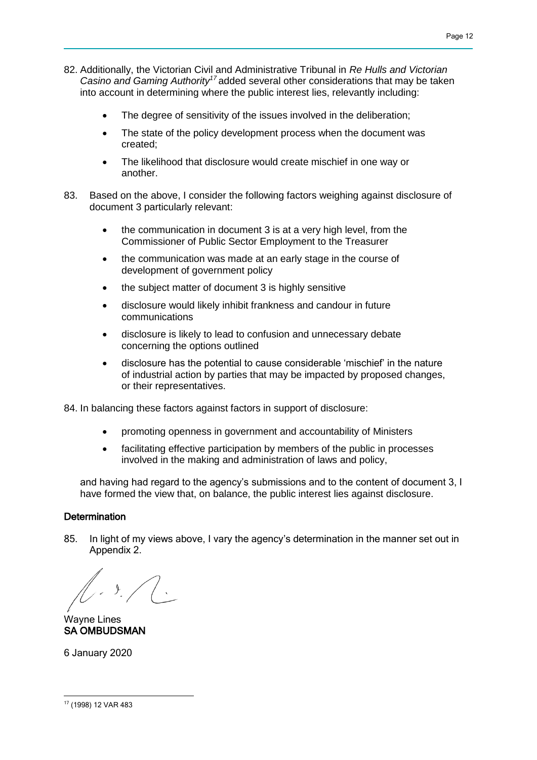82. Additionally, the Victorian Civil and Administrative Tribunal in *Re Hulls and Victorian Casino and Gaming Authority*[17] added several other considerations that may be taken into account in determining where the public interest lies, relevantly including:

- The degree of sensitivity of the issues involved in the deliberation;
- The state of the policy development process when the document was created;
- The likelihood that disclosure would create mischief in one way or another.

83. Based on the above, I consider the following factors weighing against disclosure of document 3 particularly relevant:

- the communication in document 3 is at a very high level, from the Commissioner of Public Sector Employment to the Treasurer
- the communication was made at an early stage in the course of development of government policy
- the subject matter of document 3 is highly sensitive
- disclosure would likely inhibit frankness and candour in future communications
- disclosure is likely to lead to confusion and unnecessary debate concerning the options outlined
- disclosure has the potential to cause considerable 'mischief' in the nature of industrial action by parties that may be impacted by proposed changes, or their representatives.

84. In balancing these factors against factors in support of disclosure:

- promoting openness in government and accountability of Ministers
- facilitating effective participation by members of the public in processes involved in the making and administration of laws and policy,

and having had regard to the agency's submissions and to the content of document 3, I have formed the view that, on balance, the public interest lies against disclosure.

**Determination**

85. In light of my views above, I vary the agency's determination in the manner set out in Appendix 2.

Wayne Lines
**SA OMBUDSMAN**

6 January 2020

---

[17] (1998) 12 VAR 483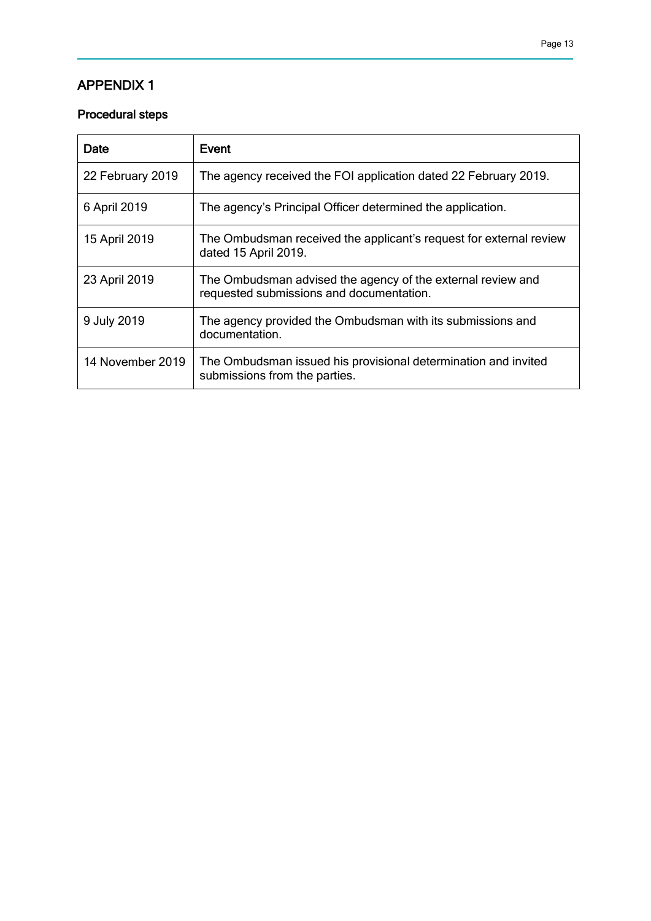# APPENDIX 1

### Procedural steps

| Date | Event |
| --- | --- |
| 22 February 2019 | The agency received the FOI application dated 22 February 2019. |
| 6 April 2019 | The agency's Principal Officer determined the application. |
| 15 April 2019 | The Ombudsman received the applicant's request for external review dated 15 April 2019. |
| 23 April 2019 | The Ombudsman advised the agency of the external review and requested submissions and documentation. |
| 9 July 2019 | The agency provided the Ombudsman with its submissions and documentation. |
| 14 November 2019 | The Ombudsman issued his provisional determination and invited submissions from the parties. |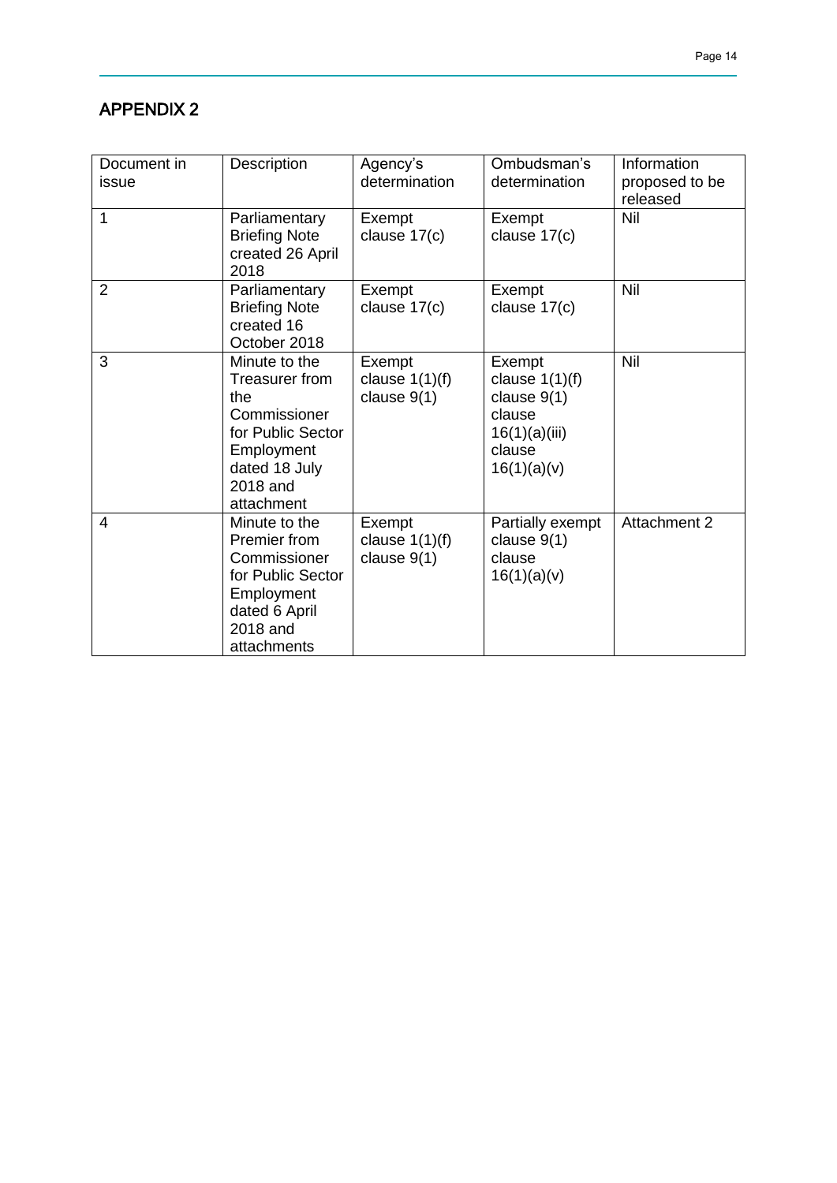## APPENDIX 2

| Document in issue | Description | Agency's determination | Ombudsman's determination | Information proposed to be released |
|---|---|---|---|---|
| 1 | Parliamentary Briefing Note created 26 April 2018 | Exempt clause 17(c) | Exempt clause 17(c) | Nil |
| 2 | Parliamentary Briefing Note created 16 October 2018 | Exempt clause 17(c) | Exempt clause 17(c) | Nil |
| 3 | Minute to the Treasurer from the Commissioner for Public Sector Employment dated 18 July 2018 and attachment | Exempt clause 1(1)(f) clause 9(1) | Exempt clause 1(1)(f) clause 9(1) clause 16(1)(a)(iii) clause 16(1)(a)(v) | Nil |
| 4 | Minute to the Premier from Commissioner for Public Sector Employment dated 6 April 2018 and attachments | Exempt clause 1(1)(f) clause 9(1) | Partially exempt clause 9(1) clause 16(1)(a)(v) | Attachment 2 |